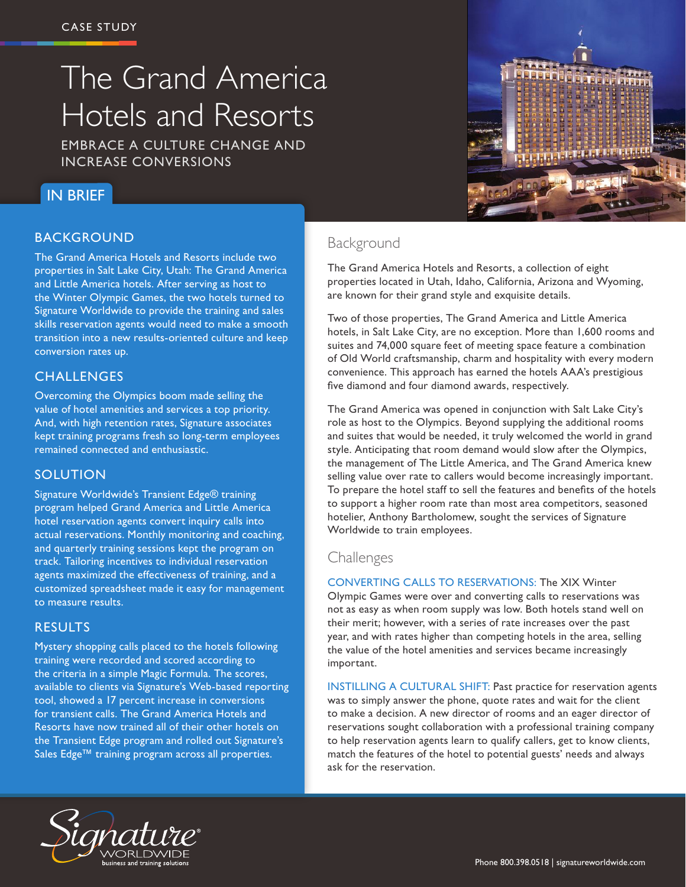CASE STUDY

# The Grand America Hotels and Resorts

EMBRACE A CULTURE CHANGE AND INCREASE CONVERSIONS

## IN BRIEF

### BACKGROUND

The Grand America Hotels and Resorts include two properties in Salt Lake City, Utah: The Grand America and Little America hotels. After serving as host to the Winter Olympic Games, the two hotels turned to Signature Worldwide to provide the training and sales skills reservation agents would need to make a smooth transition into a new results-oriented culture and keep conversion rates up.

### CHALLENGES

Overcoming the Olympics boom made selling the value of hotel amenities and services a top priority. And, with high retention rates, Signature associates kept training programs fresh so long-term employees remained connected and enthusiastic.

### SOLUTION

Signature Worldwide's Transient Edge® training program helped Grand America and Little America hotel reservation agents convert inquiry calls into actual reservations. Monthly monitoring and coaching, and quarterly training sessions kept the program on track. Tailoring incentives to individual reservation agents maximized the effectiveness of training, and a customized spreadsheet made it easy for management to measure results.

### RESULTS

Mystery shopping calls placed to the hotels following training were recorded and scored according to the criteria in a simple Magic Formula. The scores, available to clients via Signature's Web-based reporting tool, showed a 17 percent increase in conversions for transient calls. The Grand America Hotels and Resorts have now trained all of their other hotels on the Transient Edge program and rolled out Signature's Sales Edge™ training program across all properties.

## Background

The Grand America Hotels and Resorts, a collection of eight properties located in Utah, Idaho, California, Arizona and Wyoming, are known for their grand style and exquisite details.

Two of those properties, The Grand America and Little America hotels, in Salt Lake City, are no exception. More than 1,600 rooms and suites and 74,000 square feet of meeting space feature a combination of Old World craftsmanship, charm and hospitality with every modern convenience. This approach has earned the hotels AAA's prestigious five diamond and four diamond awards, respectively.

The Grand America was opened in conjunction with Salt Lake City's role as host to the Olympics. Beyond supplying the additional rooms and suites that would be needed, it truly welcomed the world in grand style. Anticipating that room demand would slow after the Olympics, the management of The Little America, and The Grand America knew selling value over rate to callers would become increasingly important. To prepare the hotel staff to sell the features and benefits of the hotels to support a higher room rate than most area competitors, seasoned hotelier, Anthony Bartholomew, sought the services of Signature Worldwide to train employees.

## Challenges

CONVERTING CALLS TO RESERVATIONS: The XIX Winter Olympic Games were over and converting calls to reservations was not as easy as when room supply was low. Both hotels stand well on their merit; however, with a series of rate increases over the past year, and with rates higher than competing hotels in the area, selling the value of the hotel amenities and services became increasingly important.

INSTILLING A CULTURAL SHIFT: Past practice for reservation agents was to simply answer the phone, quote rates and wait for the client to make a decision. A new director of rooms and an eager director of reservations sought collaboration with a professional training company to help reservation agents learn to qualify callers, get to know clients, match the features of the hotel to potential guests' needs and always ask for the reservation.

Signature WORLDWIDE business and training solutions

Phone 800.398.0518 | signatureworldwide.com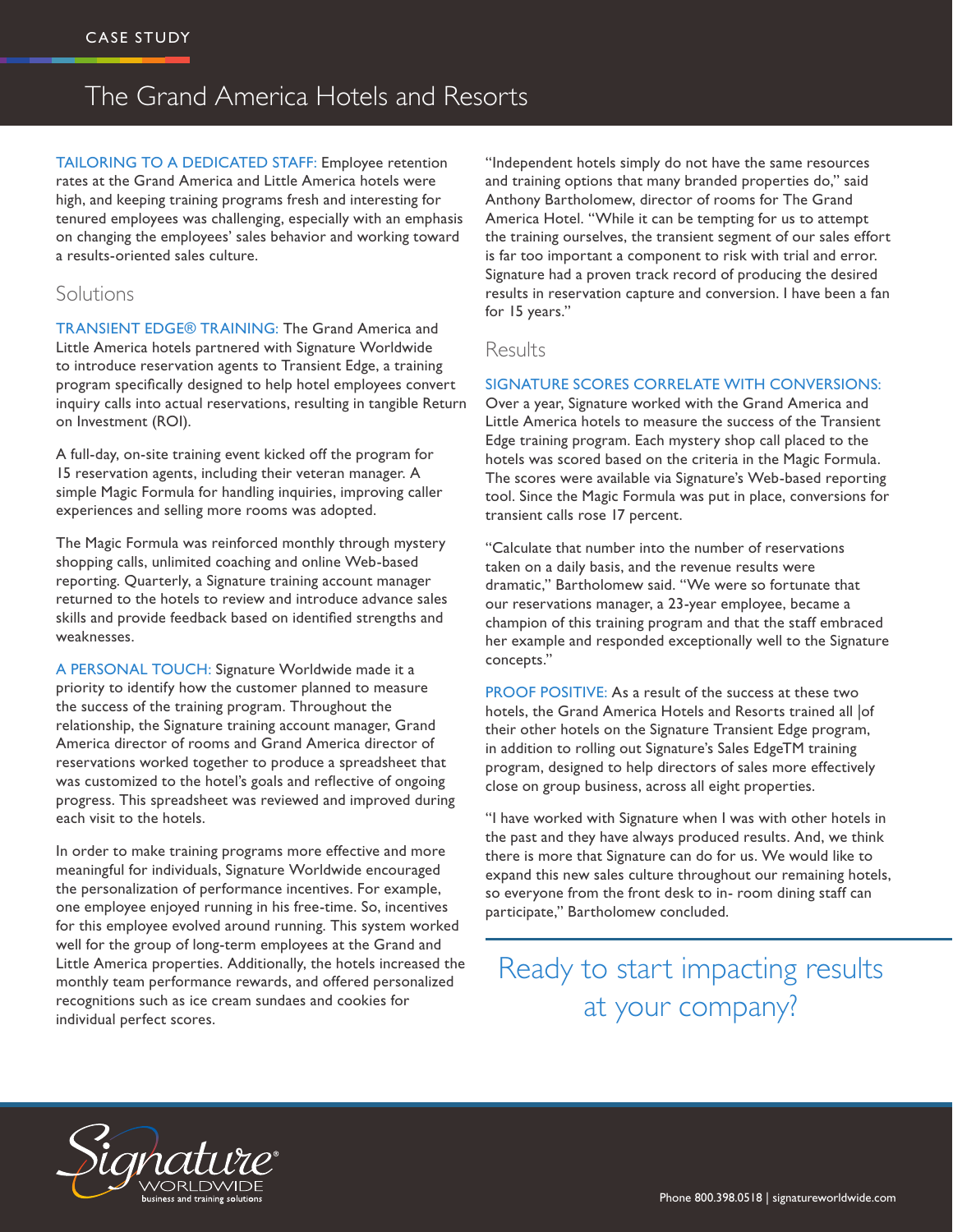CASE STUDY

# The Grand America Hotels and Resorts

TAILORING TO A DEDICATED STAFF: Employee retention rates at the Grand America and Little America hotels were high, and keeping training programs fresh and interesting for tenured employees was challenging, especially with an emphasis on changing the employees' sales behavior and working toward a results-oriented sales culture.

## Solutions

TRANSIENT EDGE® TRAINING: The Grand America and Little America hotels partnered with Signature Worldwide to introduce reservation agents to Transient Edge, a training program specifically designed to help hotel employees convert inquiry calls into actual reservations, resulting in tangible Return on Investment (ROI).

A full-day, on-site training event kicked off the program for 15 reservation agents, including their veteran manager. A simple Magic Formula for handling inquiries, improving caller experiences and selling more rooms was adopted.

The Magic Formula was reinforced monthly through mystery shopping calls, unlimited coaching and online Web-based reporting. Quarterly, a Signature training account manager returned to the hotels to review and introduce advance sales skills and provide feedback based on identified strengths and weaknesses.

A PERSONAL TOUCH: Signature Worldwide made it a priority to identify how the customer planned to measure the success of the training program. Throughout the relationship, the Signature training account manager, Grand America director of rooms and Grand America director of reservations worked together to produce a spreadsheet that was customized to the hotel's goals and reflective of ongoing progress. This spreadsheet was reviewed and improved during each visit to the hotels.

In order to make training programs more effective and more meaningful for individuals, Signature Worldwide encouraged the personalization of performance incentives. For example, one employee enjoyed running in his free-time. So, incentives for this employee evolved around running. This system worked well for the group of long-term employees at the Grand and Little America properties. Additionally, the hotels increased the monthly team performance rewards, and offered personalized recognitions such as ice cream sundaes and cookies for individual perfect scores.

"Independent hotels simply do not have the same resources and training options that many branded properties do," said Anthony Bartholomew, director of rooms for The Grand America Hotel. "While it can be tempting for us to attempt the training ourselves, the transient segment of our sales effort is far too important a component to risk with trial and error. Signature had a proven track record of producing the desired results in reservation capture and conversion. I have been a fan for 15 years."

## Results

SIGNATURE SCORES CORRELATE WITH CONVERSIONS: Over a year, Signature worked with the Grand America and Little America hotels to measure the success of the Transient Edge training program. Each mystery shop call placed to the hotels was scored based on the criteria in the Magic Formula. The scores were available via Signature's Web-based reporting tool. Since the Magic Formula was put in place, conversions for transient calls rose 17 percent.

"Calculate that number into the number of reservations taken on a daily basis, and the revenue results were dramatic," Bartholomew said. "We were so fortunate that our reservations manager, a 23-year employee, became a champion of this training program and that the staff embraced her example and responded exceptionally well to the Signature concepts."

PROOF POSITIVE: As a result of the success at these two hotels, the Grand America Hotels and Resorts trained all |of their other hotels on the Signature Transient Edge program, in addition to rolling out Signature's Sales EdgeTM training program, designed to help directors of sales more effectively close on group business, across all eight properties.

"I have worked with Signature when I was with other hotels in the past and they have always produced results. And, we think there is more that Signature can do for us. We would like to expand this new sales culture throughout our remaining hotels, so everyone from the front desk to in- room dining staff can participate," Bartholomew concluded.

Ready to start impacting results at your company?

Signature WORLDWIDE business and training solutions

Phone 800.398.0518 | signatureworldwide.com